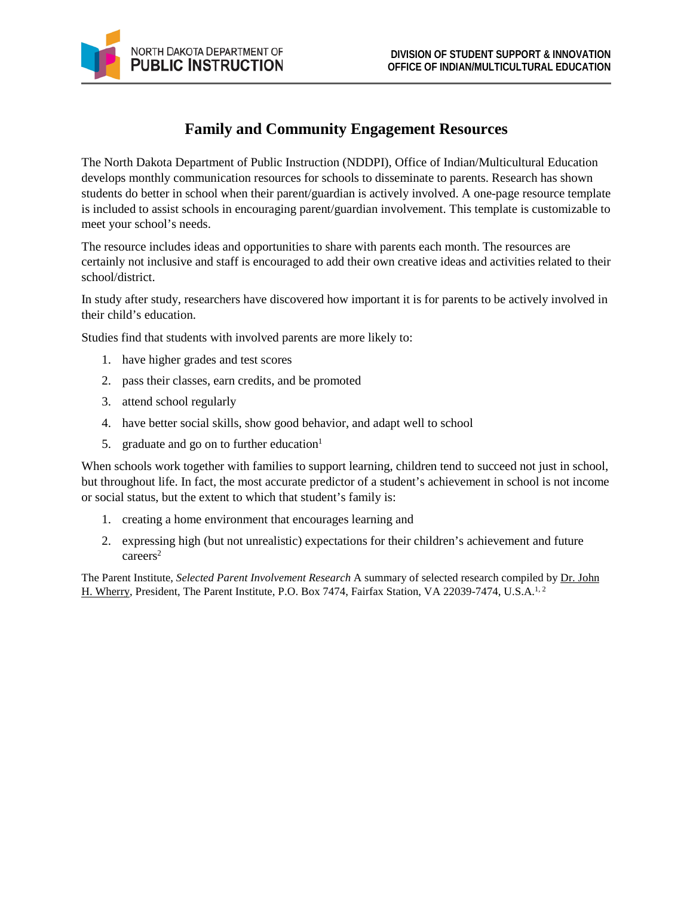NORTH DAKOTA DEPARTMENT OF **PUBLIC INSTRUCTION**

**DIVISION OF STUDENT SUPPORT & INNOVATION**
**OFFICE OF INDIAN/MULTICULTURAL EDUCATION**

# Family and Community Engagement Resources

The North Dakota Department of Public Instruction (NDDPI), Office of Indian/Multicultural Education develops monthly communication resources for schools to disseminate to parents. Research has shown students do better in school when their parent/guardian is actively involved. A one-page resource template is included to assist schools in encouraging parent/guardian involvement. This template is customizable to meet your school's needs.

The resource includes ideas and opportunities to share with parents each month. The resources are certainly not inclusive and staff is encouraged to add their own creative ideas and activities related to their school/district.

In study after study, researchers have discovered how important it is for parents to be actively involved in their child's education.

Studies find that students with involved parents are more likely to:

1. have higher grades and test scores
2. pass their classes, earn credits, and be promoted
3. attend school regularly
4. have better social skills, show good behavior, and adapt well to school
5. graduate and go on to further education[1]

When schools work together with families to support learning, children tend to succeed not just in school, but throughout life. In fact, the most accurate predictor of a student's achievement in school is not income or social status, but the extent to which that student's family is:

1. creating a home environment that encourages learning and
2. expressing high (but not unrealistic) expectations for their children's achievement and future careers[2]

The Parent Institute, *Selected Parent Involvement Research* A summary of selected research compiled by Dr. John H. Wherry, President, The Parent Institute, P.O. Box 7474, Fairfax Station, VA 22039-7474, U.S.A.[1, 2]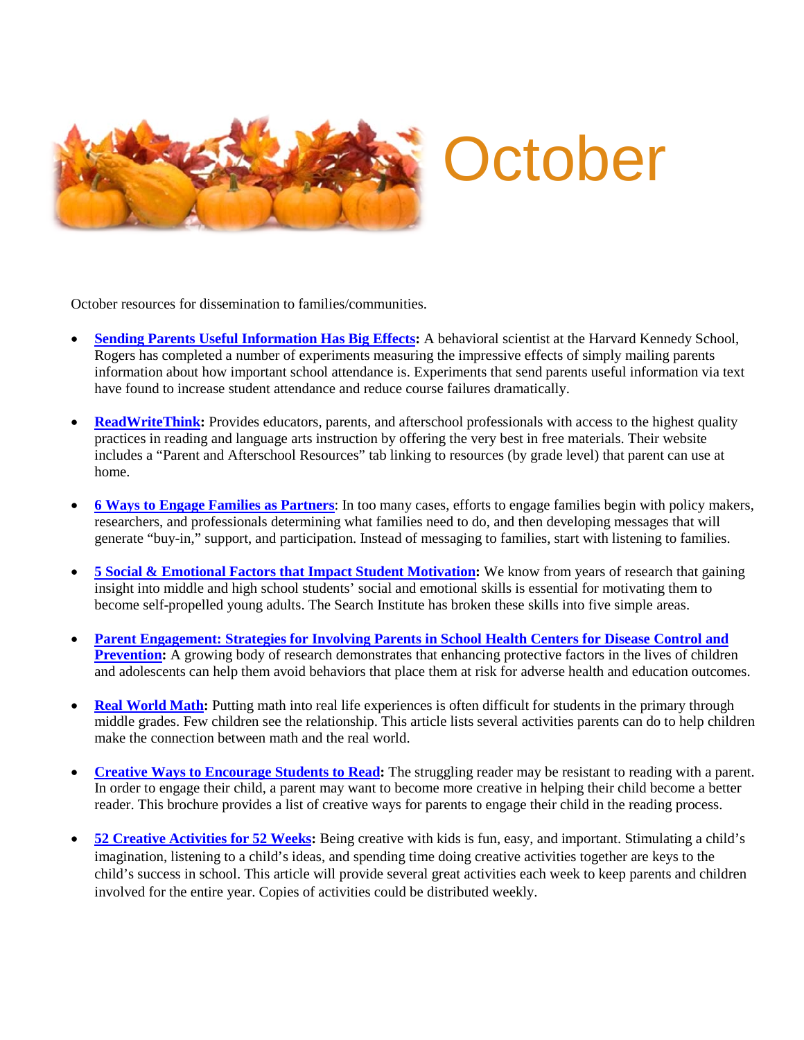# October

October resources for dissemination to families/communities.

- **Sending Parents Useful Information Has Big Effects:** A behavioral scientist at the Harvard Kennedy School, Rogers has completed a number of experiments measuring the impressive effects of simply mailing parents information about how important school attendance is. Experiments that send parents useful information via text have found to increase student attendance and reduce course failures dramatically.

- **ReadWriteThink:** Provides educators, parents, and afterschool professionals with access to the highest quality practices in reading and language arts instruction by offering the very best in free materials. Their website includes a "Parent and Afterschool Resources" tab linking to resources (by grade level) that parent can use at home.

- **6 Ways to Engage Families as Partners**: In too many cases, efforts to engage families begin with policy makers, researchers, and professionals determining what families need to do, and then developing messages that will generate "buy-in," support, and participation. Instead of messaging to families, start with listening to families.

- **5 Social & Emotional Factors that Impact Student Motivation:** We know from years of research that gaining insight into middle and high school students' social and emotional skills is essential for motivating them to become self-propelled young adults. The Search Institute has broken these skills into five simple areas.

- **Parent Engagement: Strategies for Involving Parents in School Health Centers for Disease Control and Prevention:** A growing body of research demonstrates that enhancing protective factors in the lives of children and adolescents can help them avoid behaviors that place them at risk for adverse health and education outcomes.

- **Real World Math:** Putting math into real life experiences is often difficult for students in the primary through middle grades. Few children see the relationship. This article lists several activities parents can do to help children make the connection between math and the real world.

- **Creative Ways to Encourage Students to Read:** The struggling reader may be resistant to reading with a parent. In order to engage their child, a parent may want to become more creative in helping their child become a better reader. This brochure provides a list of creative ways for parents to engage their child in the reading process.

- **52 Creative Activities for 52 Weeks:** Being creative with kids is fun, easy, and important. Stimulating a child's imagination, listening to a child's ideas, and spending time doing creative activities together are keys to the child's success in school. This article will provide several great activities each week to keep parents and children involved for the entire year. Copies of activities could be distributed weekly.